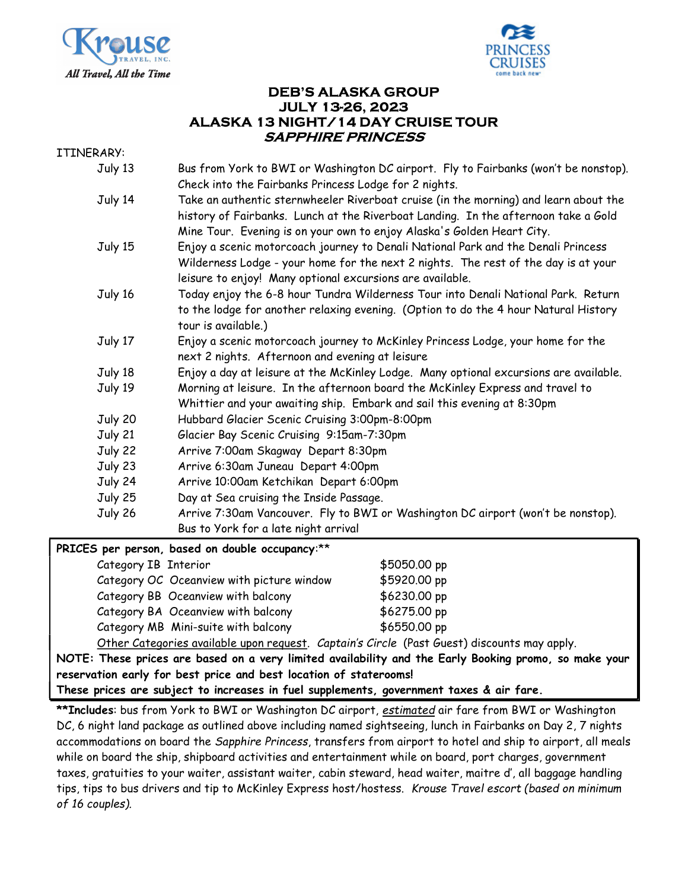Krouse Travel, Inc. — *All Travel, All the Time*

Princess Cruises — come back new

# DEB'S ALASKA GROUP
# JULY 13-26, 2023
# ALASKA 13 NIGHT/14 DAY CRUISE TOUR
## *SAPPHIRE PRINCESS*

ITINERARY:

| Date | Itinerary |
|---|---|
| July 13 | Bus from York to BWI or Washington DC airport. Fly to Fairbanks (won't be nonstop). Check into the Fairbanks Princess Lodge for 2 nights. |
| July 14 | Take an authentic sternwheeler Riverboat cruise (in the morning) and learn about the history of Fairbanks. Lunch at the Riverboat Landing. In the afternoon take a Gold Mine Tour. Evening is on your own to enjoy Alaska's Golden Heart City. |
| July 15 | Enjoy a scenic motorcoach journey to Denali National Park and the Denali Princess Wilderness Lodge - your home for the next 2 nights. The rest of the day is at your leisure to enjoy! Many optional excursions are available. |
| July 16 | Today enjoy the 6-8 hour Tundra Wilderness Tour into Denali National Park. Return to the lodge for another relaxing evening. (Option to do the 4 hour Natural History tour is available.) |
| July 17 | Enjoy a scenic motorcoach journey to McKinley Princess Lodge, your home for the next 2 nights. Afternoon and evening at leisure |
| July 18 | Enjoy a day at leisure at the McKinley Lodge. Many optional excursions are available. |
| July 19 | Morning at leisure. In the afternoon board the McKinley Express and travel to Whittier and your awaiting ship. Embark and sail this evening at 8:30pm |
| July 20 | Hubbard Glacier Scenic Cruising 3:00pm-8:00pm |
| July 21 | Glacier Bay Scenic Cruising 9:15am-7:30pm |
| July 22 | Arrive 7:00am Skagway Depart 8:30pm |
| July 23 | Arrive 6:30am Juneau Depart 4:00pm |
| July 24 | Arrive 10:00am Ketchikan Depart 6:00pm |
| July 25 | Day at Sea cruising the Inside Passage. |
| July 26 | Arrive 7:30am Vancouver. Fly to BWI or Washington DC airport (won't be nonstop). Bus to York for a late night arrival |

**PRICES per person, based on double occupancy**:**

| Category | Price |
|---|---|
| Category IB Interior | $5050.00 pp |
| Category OC Oceanview with picture window | $5920.00 pp |
| Category BB Oceanview with balcony | $6230.00 pp |
| Category BA Oceanview with balcony | $6275.00 pp |
| Category MB Mini-suite with balcony | $6550.00 pp |

Other Categories available upon request. *Captain's Circle* (Past Guest) discounts may apply.

**NOTE: These prices are based on a very limited availability and the Early Booking promo, so make your reservation early for best price and best location of staterooms!**

**These prices are subject to increases in fuel supplements, government taxes & air fare.**

****Includes**: bus from York to BWI or Washington DC airport, *estimated* air fare from BWI or Washington DC, 6 night land package as outlined above including named sightseeing, lunch in Fairbanks on Day 2, 7 nights accommodations on board the *Sapphire Princess*, transfers from airport to hotel and ship to airport, all meals while on board the ship, shipboard activities and entertainment while on board, port charges, government taxes, gratuities to your waiter, assistant waiter, cabin steward, head waiter, maitre d', all baggage handling tips, tips to bus drivers and tip to McKinley Express host/hostess. *Krouse Travel escort (based on minimum of 16 couples).*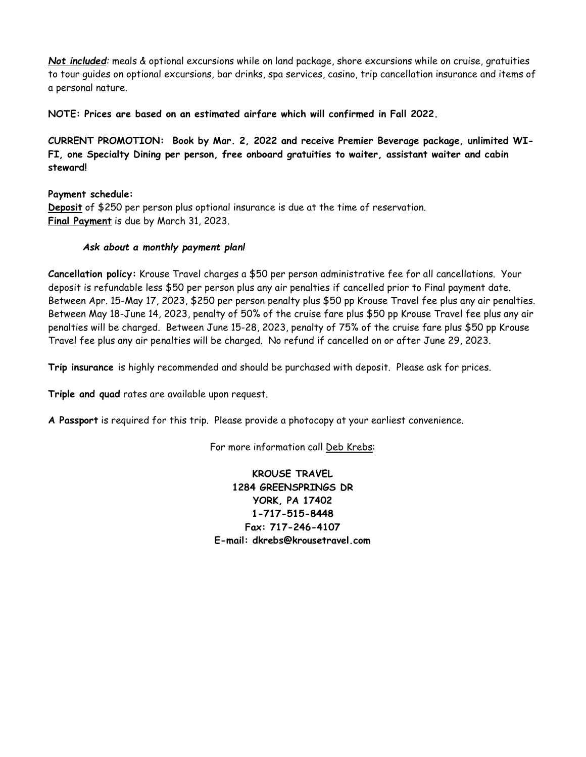***Not included**:* meals & optional excursions while on land package, shore excursions while on cruise, gratuities to tour guides on optional excursions, bar drinks, spa services, casino, trip cancellation insurance and items of a personal nature.

**NOTE: Prices are based on an estimated airfare which will confirmed in Fall 2022.**

**CURRENT PROMOTION: Book by Mar. 2, 2022 and receive Premier Beverage package, unlimited WI-FI, one Specialty Dining per person, free onboard gratuities to waiter, assistant waiter and cabin steward!**

**Payment schedule:**
**Deposit** of $250 per person plus optional insurance is due at the time of reservation.
**Final Payment** is due by March 31, 2023.

***Ask about a monthly payment plan!***

**Cancellation policy:** Krouse Travel charges a $50 per person administrative fee for all cancellations. Your deposit is refundable less $50 per person plus any air penalties if cancelled prior to Final payment date. Between Apr. 15-May 17, 2023, $250 per person penalty plus $50 pp Krouse Travel fee plus any air penalties. Between May 18-June 14, 2023, penalty of 50% of the cruise fare plus $50 pp Krouse Travel fee plus any air penalties will be charged. Between June 15-28, 2023, penalty of 75% of the cruise fare plus $50 pp Krouse Travel fee plus any air penalties will be charged. No refund if cancelled on or after June 29, 2023.

**Trip insurance** is highly recommended and should be purchased with deposit. Please ask for prices.

**Triple and quad** rates are available upon request.

**A Passport** is required for this trip. Please provide a photocopy at your earliest convenience.

For more information call Deb Krebs:

**KROUSE TRAVEL**
**1284 GREENSPRINGS DR**
**YORK, PA 17402**
**1-717-515-8448**
**Fax: 717-246-4107**
**E-mail: dkrebs@krousetravel.com**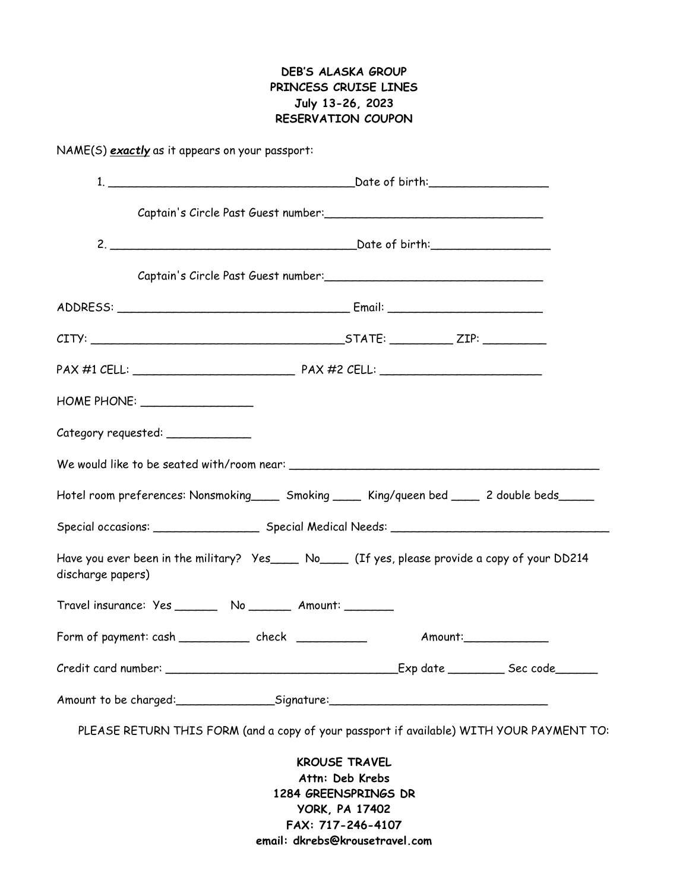**DEB'S ALASKA GROUP**
**PRINCESS CRUISE LINES**
**July 13-26, 2023**
**RESERVATION COUPON**

NAME(S) ***exactly*** as it appears on your passport:

1. ___________________________________Date of birth:_________________

 Captain's Circle Past Guest number:_______________________________

2. ___________________________________Date of birth:_________________

 Captain's Circle Past Guest number:_______________________________

ADDRESS: __________________________________ Email: ______________________

CITY: _____________________________________STATE: _________ ZIP: _________

PAX #1 CELL: _______________________ PAX #2 CELL: _______________________

HOME PHONE: ________________

Category requested: ____________

We would like to be seated with/room near: _____________________________________________

Hotel room preferences: Nonsmoking____ Smoking ____ King/queen bed ____ 2 double beds_____

Special occasions: _______________ Special Medical Needs: ______________________________

Have you ever been in the military? Yes____ No____ (If yes, please provide a copy of your DD214 discharge papers)

Travel insurance: Yes ______ No ______ Amount: _______

Form of payment: cash __________ check __________ Amount:____________

Credit card number: __________________________________Exp date ________ Sec code______

Amount to be charged:______________Signature:________________________________

PLEASE RETURN THIS FORM (and a copy of your passport if available) WITH YOUR PAYMENT TO:

**KROUSE TRAVEL**
**Attn: Deb Krebs**
**1284 GREENSPRINGS DR**
**YORK, PA 17402**
**FAX: 717-246-4107**
**email: dkrebs@krousetravel.com**